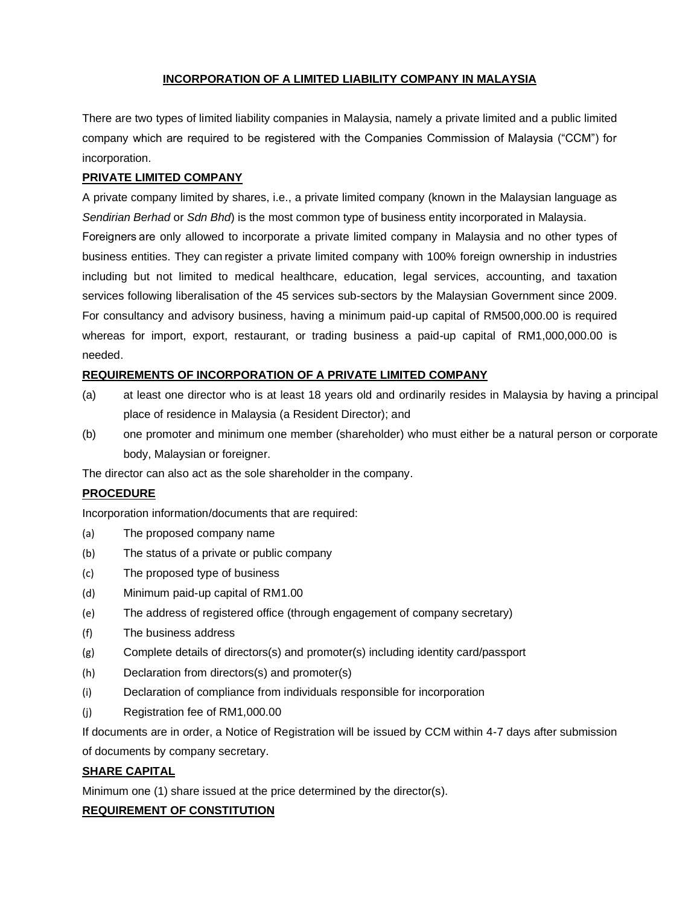# INCORPORATION OF A LIMITED LIABILITY COMPANY IN MALAYSIA

There are two types of limited liability companies in Malaysia, namely a private limited and a public limited company which are required to be registered with the Companies Commission of Malaysia ("CCM") for incorporation.

## PRIVATE LIMITED COMPANY

A private company limited by shares, i.e., a private limited company (known in the Malaysian language as *Sendirian Berhad* or *Sdn Bhd*) is the most common type of business entity incorporated in Malaysia.

Foreigners are only allowed to incorporate a private limited company in Malaysia and no other types of business entities. They can register a private limited company with 100% foreign ownership in industries including but not limited to medical healthcare, education, legal services, accounting, and taxation services following liberalisation of the 45 services sub-sectors by the Malaysian Government since 2009. For consultancy and advisory business, having a minimum paid-up capital of RM500,000.00 is required whereas for import, export, restaurant, or trading business a paid-up capital of RM1,000,000.00 is needed.

## REQUIREMENTS OF INCORPORATION OF A PRIVATE LIMITED COMPANY

(a) at least one director who is at least 18 years old and ordinarily resides in Malaysia by having a principal place of residence in Malaysia (a Resident Director); and

(b) one promoter and minimum one member (shareholder) who must either be a natural person or corporate body, Malaysian or foreigner.

The director can also act as the sole shareholder in the company.

## PROCEDURE

Incorporation information/documents that are required:

(a) The proposed company name

(b) The status of a private or public company

(c) The proposed type of business

(d) Minimum paid-up capital of RM1.00

(e) The address of registered office (through engagement of company secretary)

(f) The business address

(g) Complete details of directors(s) and promoter(s) including identity card/passport

(h) Declaration from directors(s) and promoter(s)

(i) Declaration of compliance from individuals responsible for incorporation

(j) Registration fee of RM1,000.00

If documents are in order, a Notice of Registration will be issued by CCM within 4-7 days after submission of documents by company secretary.

## SHARE CAPITAL

Minimum one (1) share issued at the price determined by the director(s).

## REQUIREMENT OF CONSTITUTION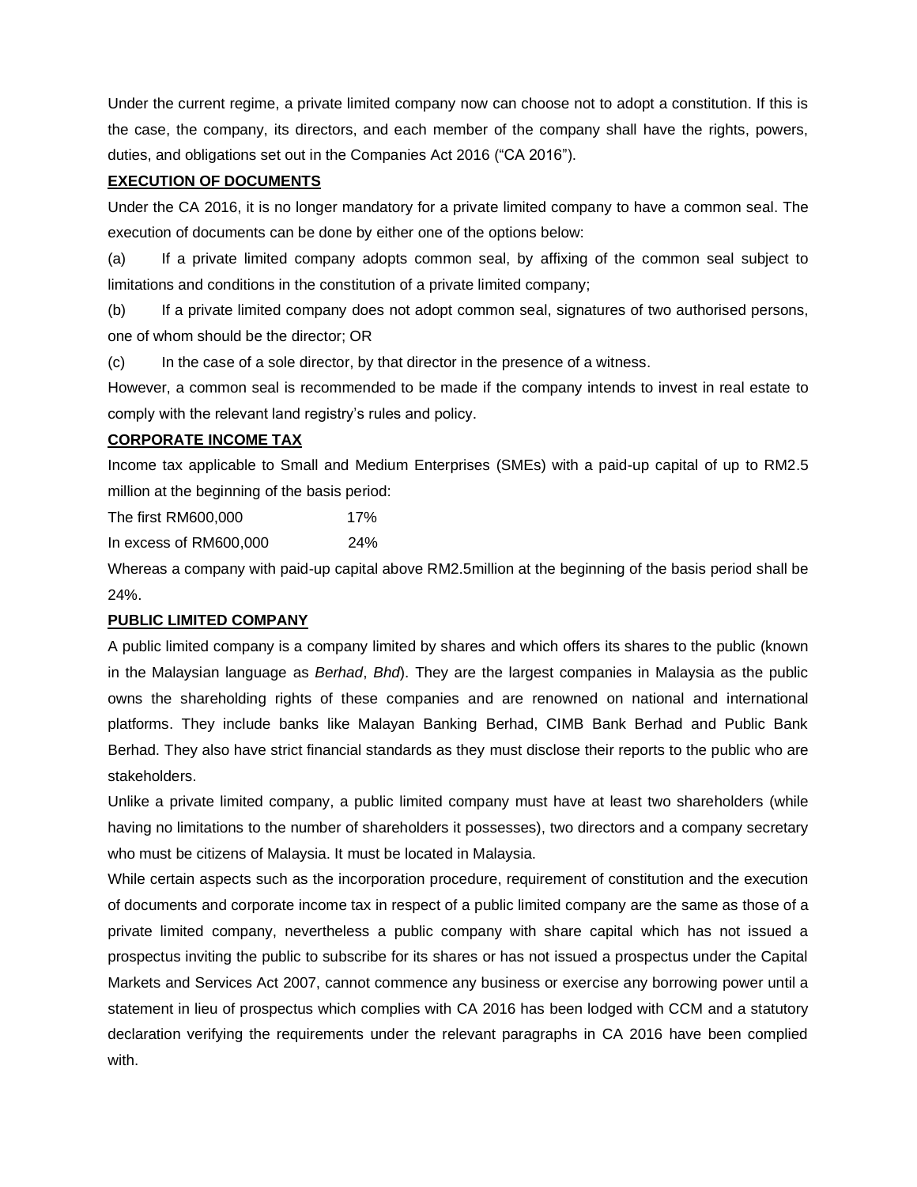Under the current regime, a private limited company now can choose not to adopt a constitution. If this is the case, the company, its directors, and each member of the company shall have the rights, powers, duties, and obligations set out in the Companies Act 2016 ("CA 2016").

**EXECUTION OF DOCUMENTS**

Under the CA 2016, it is no longer mandatory for a private limited company to have a common seal. The execution of documents can be done by either one of the options below:

(a) If a private limited company adopts common seal, by affixing of the common seal subject to limitations and conditions in the constitution of a private limited company;

(b) If a private limited company does not adopt common seal, signatures of two authorised persons, one of whom should be the director; OR

(c) In the case of a sole director, by that director in the presence of a witness.

However, a common seal is recommended to be made if the company intends to invest in real estate to comply with the relevant land registry's rules and policy.

**CORPORATE INCOME TAX**

Income tax applicable to Small and Medium Enterprises (SMEs) with a paid-up capital of up to RM2.5 million at the beginning of the basis period:

The first RM600,000 17%

In excess of RM600,000 24%

Whereas a company with paid-up capital above RM2.5million at the beginning of the basis period shall be 24%.

**PUBLIC LIMITED COMPANY**

A public limited company is a company limited by shares and which offers its shares to the public (known in the Malaysian language as *Berhad*, *Bhd*). They are the largest companies in Malaysia as the public owns the shareholding rights of these companies and are renowned on national and international platforms. They include banks like Malayan Banking Berhad, CIMB Bank Berhad and Public Bank Berhad. They also have strict financial standards as they must disclose their reports to the public who are stakeholders.

Unlike a private limited company, a public limited company must have at least two shareholders (while having no limitations to the number of shareholders it possesses), two directors and a company secretary who must be citizens of Malaysia. It must be located in Malaysia.

While certain aspects such as the incorporation procedure, requirement of constitution and the execution of documents and corporate income tax in respect of a public limited company are the same as those of a private limited company, nevertheless a public company with share capital which has not issued a prospectus inviting the public to subscribe for its shares or has not issued a prospectus under the Capital Markets and Services Act 2007, cannot commence any business or exercise any borrowing power until a statement in lieu of prospectus which complies with CA 2016 has been lodged with CCM and a statutory declaration verifying the requirements under the relevant paragraphs in CA 2016 have been complied with.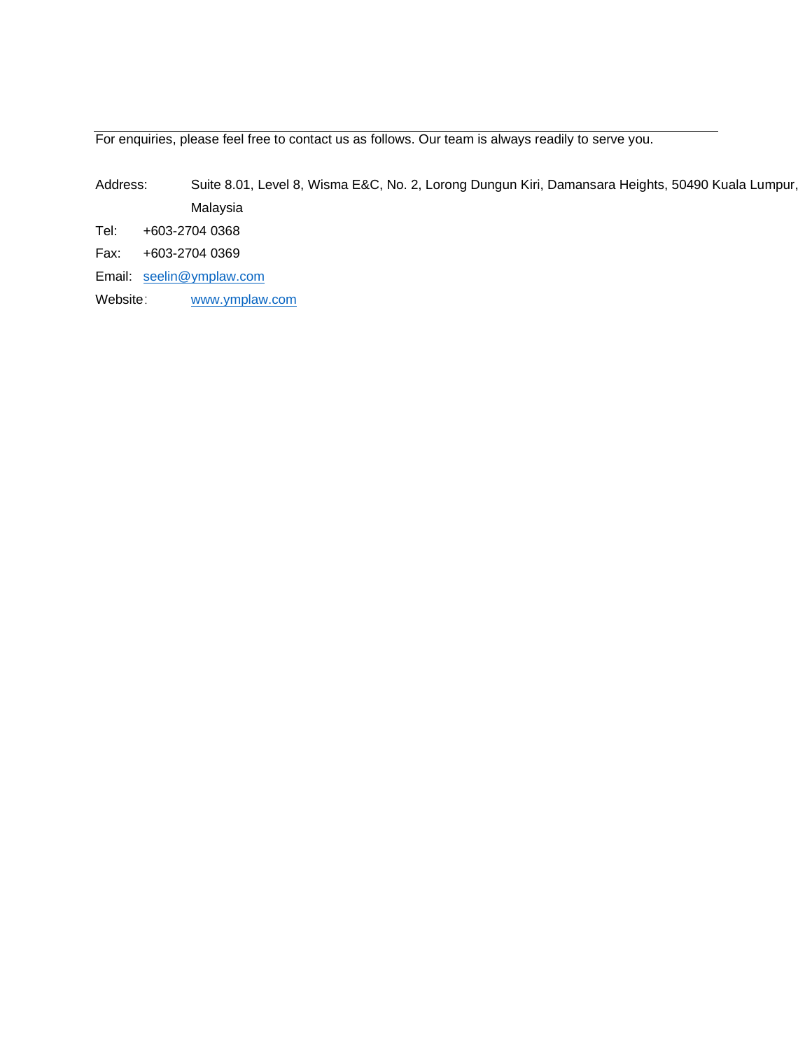---

For enquiries, please feel free to contact us as follows. Our team is always readily to serve you.

Address: Suite 8.01, Level 8, Wisma E&C, No. 2, Lorong Dungun Kiri, Damansara Heights, 50490 Kuala Lumpur, Malaysia

Tel: +603-2704 0368

Fax: +603-2704 0369

Email: seelin@ymplaw.com

Website: www.ymplaw.com